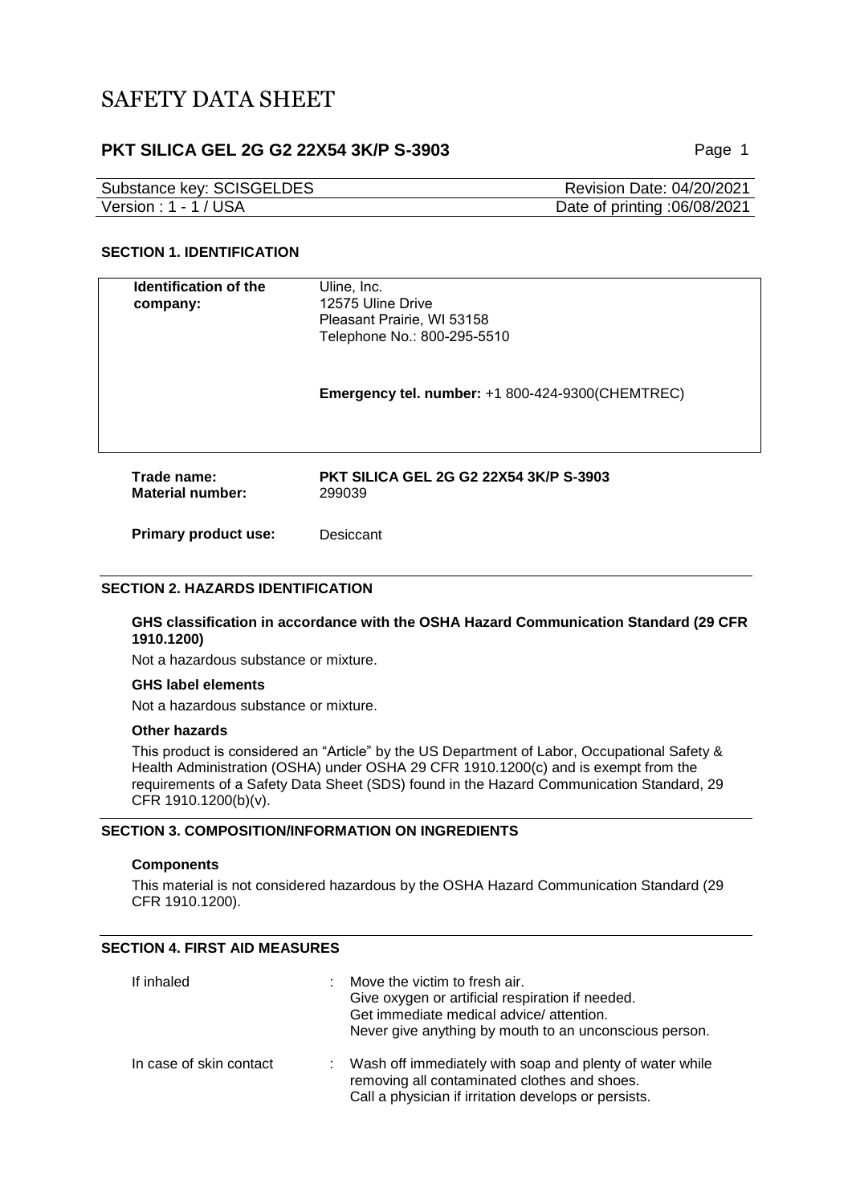# SAFETY DATA SHEET

## PKT SILICA GEL 2G G2 22X54 3K/P S-3903

| Substance key: SCISGELDES | Revision Date: 04/20/2021 |
| --- | --- |
| Version : 1 - 1 / USA | Date of printing :06/08/2021 |

### SECTION 1. IDENTIFICATION

**Identification of the company:** Uline, Inc.
12575 Uline Drive
Pleasant Prairie, WI 53158
Telephone No.: 800-295-5510

**Emergency tel. number:** +1 800-424-9300(CHEMTREC)

**Trade name:** **PKT SILICA GEL 2G G2 22X54 3K/P S-3903**
**Material number:** 299039

**Primary product use:** Desiccant

### SECTION 2. HAZARDS IDENTIFICATION

**GHS classification in accordance with the OSHA Hazard Communication Standard (29 CFR 1910.1200)**

Not a hazardous substance or mixture.

**GHS label elements**

Not a hazardous substance or mixture.

**Other hazards**

This product is considered an "Article" by the US Department of Labor, Occupational Safety & Health Administration (OSHA) under OSHA 29 CFR 1910.1200(c) and is exempt from the requirements of a Safety Data Sheet (SDS) found in the Hazard Communication Standard, 29 CFR 1910.1200(b)(v).

### SECTION 3. COMPOSITION/INFORMATION ON INGREDIENTS

**Components**

This material is not considered hazardous by the OSHA Hazard Communication Standard (29 CFR 1910.1200).

### SECTION 4. FIRST AID MEASURES

If inhaled : Move the victim to fresh air.
Give oxygen or artificial respiration if needed.
Get immediate medical advice/ attention.
Never give anything by mouth to an unconscious person.

In case of skin contact : Wash off immediately with soap and plenty of water while removing all contaminated clothes and shoes.
Call a physician if irritation develops or persists.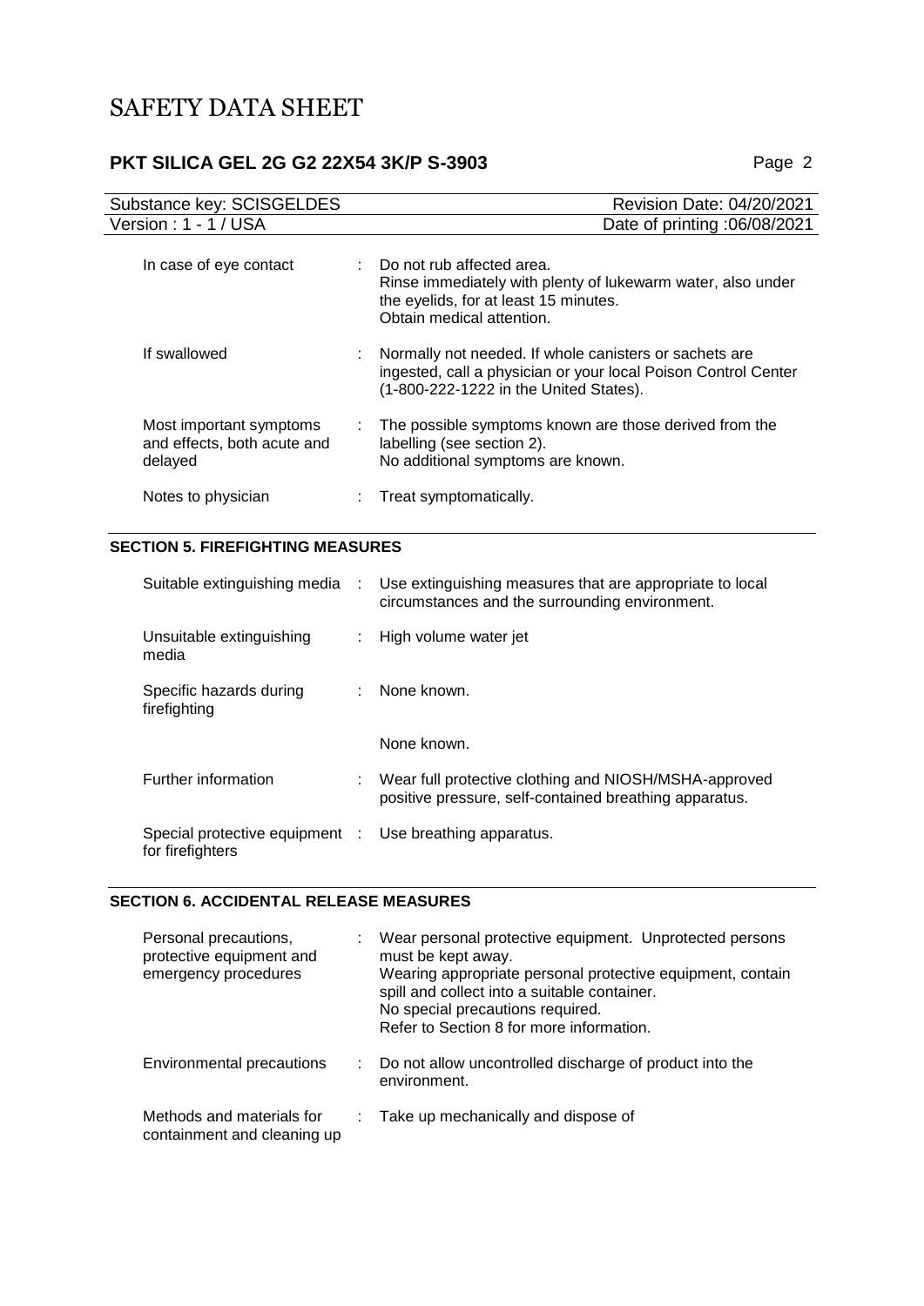| | |
|---|---|
| In case of eye contact | : Do not rub affected area.<br>Rinse immediately with plenty of lukewarm water, also under the eyelids, for at least 15 minutes.<br>Obtain medical attention. |
| If swallowed | : Normally not needed. If whole canisters or sachets are ingested, call a physician or your local Poison Control Center (1-800-222-1222 in the United States). |
| Most important symptoms and effects, both acute and delayed | : The possible symptoms known are those derived from the labelling (see section 2).<br>No additional symptoms are known. |
| Notes to physician | : Treat symptomatically. |

## SECTION 5. FIREFIGHTING MEASURES

| | |
|---|---|
| Suitable extinguishing media | : Use extinguishing measures that are appropriate to local circumstances and the surrounding environment. |
| Unsuitable extinguishing media | : High volume water jet |
| Specific hazards during firefighting | : None known. |
| | None known. |
| Further information | : Wear full protective clothing and NIOSH/MSHA-approved positive pressure, self-contained breathing apparatus. |
| Special protective equipment for firefighters | : Use breathing apparatus. |

## SECTION 6. ACCIDENTAL RELEASE MEASURES

| | |
|---|---|
| Personal precautions, protective equipment and emergency procedures | : Wear personal protective equipment. Unprotected persons must be kept away.<br>Wearing appropriate personal protective equipment, contain spill and collect into a suitable container.<br>No special precautions required.<br>Refer to Section 8 for more information. |
| Environmental precautions | : Do not allow uncontrolled discharge of product into the environment. |
| Methods and materials for containment and cleaning up | : Take up mechanically and dispose of |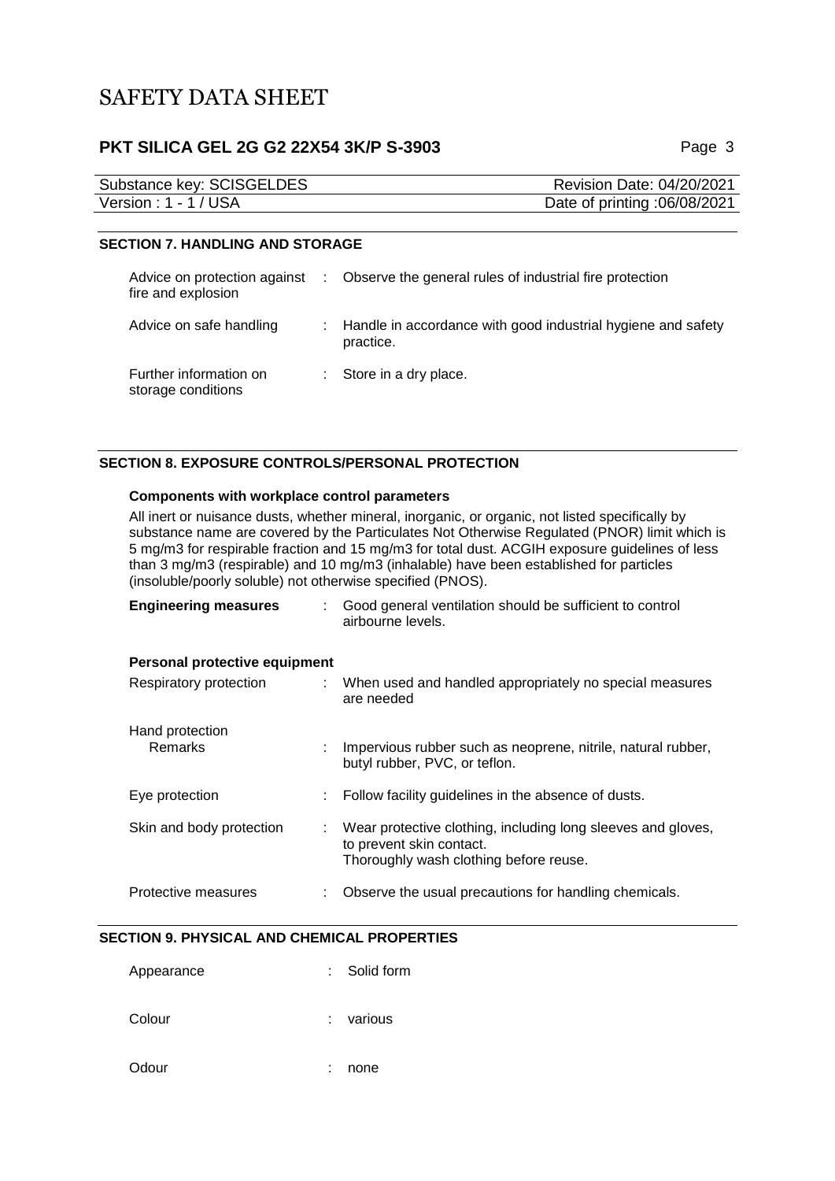## SECTION 7. HANDLING AND STORAGE

| | |
|---|---|
| Advice on protection against fire and explosion | : Observe the general rules of industrial fire protection |
| Advice on safe handling | : Handle in accordance with good industrial hygiene and safety practice. |
| Further information on storage conditions | : Store in a dry place. |

## SECTION 8. EXPOSURE CONTROLS/PERSONAL PROTECTION

**Components with workplace control parameters**

All inert or nuisance dusts, whether mineral, inorganic, or organic, not listed specifically by substance name are covered by the Particulates Not Otherwise Regulated (PNOR) limit which is 5 mg/m3 for respirable fraction and 15 mg/m3 for total dust. ACGIH exposure guidelines of less than 3 mg/m3 (respirable) and 10 mg/m3 (inhalable) have been established for particles (insoluble/poorly soluble) not otherwise specified (PNOS).

| | |
|---|---|
| **Engineering measures** | : Good general ventilation should be sufficient to control airbourne levels. |

**Personal protective equipment**

| | |
|---|---|
| Respiratory protection | : When used and handled appropriately no special measures are needed |
| Hand protection | |
| Remarks | : Impervious rubber such as neoprene, nitrile, natural rubber, butyl rubber, PVC, or teflon. |
| Eye protection | : Follow facility guidelines in the absence of dusts. |
| Skin and body protection | : Wear protective clothing, including long sleeves and gloves, to prevent skin contact. Thoroughly wash clothing before reuse. |
| Protective measures | : Observe the usual precautions for handling chemicals. |

## SECTION 9. PHYSICAL AND CHEMICAL PROPERTIES

| | |
|---|---|
| Appearance | : Solid form |
| Colour | : various |
| Odour | : none |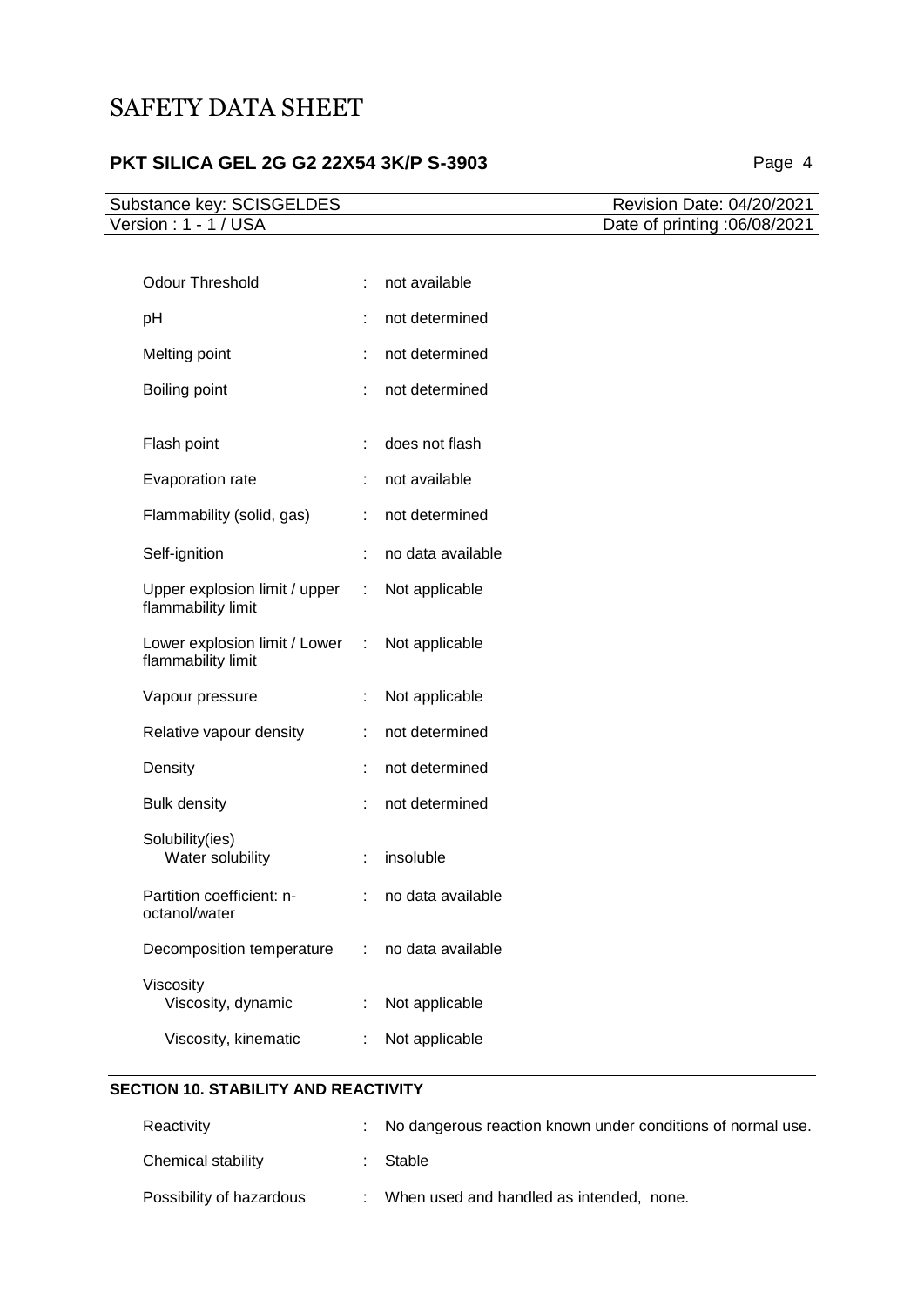| | | |
|---|---|---|
| Odour Threshold | : | not available |
| pH | : | not determined |
| Melting point | : | not determined |
| Boiling point | : | not determined |
| Flash point | : | does not flash |
| Evaporation rate | : | not available |
| Flammability (solid, gas) | : | not determined |
| Self-ignition | : | no data available |
| Upper explosion limit / upper flammability limit | : | Not applicable |
| Lower explosion limit / Lower flammability limit | : | Not applicable |
| Vapour pressure | : | Not applicable |
| Relative vapour density | : | not determined |
| Density | : | not determined |
| Bulk density | : | not determined |
| Solubility(ies) | | |
| Water solubility | : | insoluble |
| Partition coefficient: n-octanol/water | : | no data available |
| Decomposition temperature | : | no data available |
| Viscosity | | |
| Viscosity, dynamic | : | Not applicable |
| Viscosity, kinematic | : | Not applicable |

## SECTION 10. STABILITY AND REACTIVITY

| | | |
|---|---|---|
| Reactivity | : | No dangerous reaction known under conditions of normal use. |
| Chemical stability | : | Stable |
| Possibility of hazardous | : | When used and handled as intended, none. |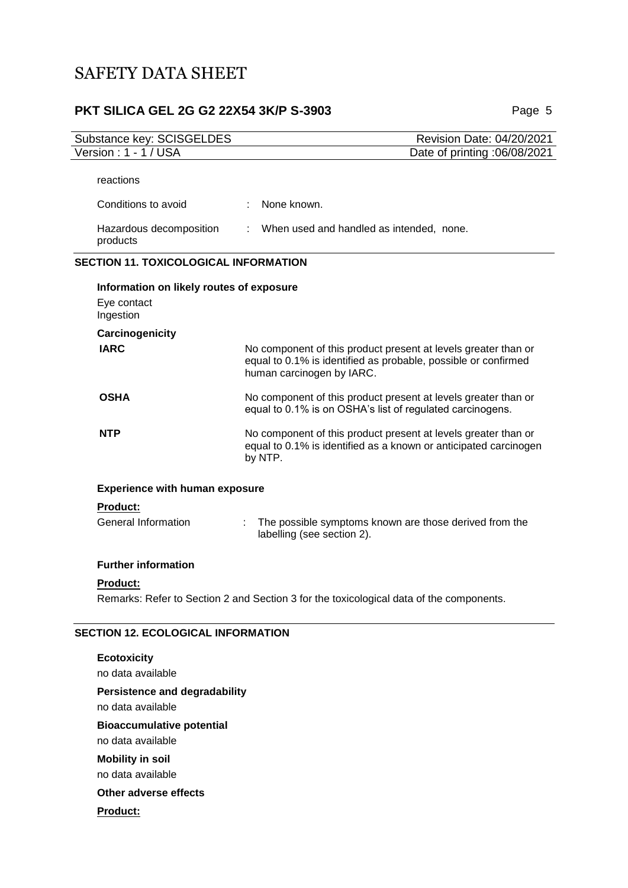reactions

| | |
|---|---|
| Conditions to avoid | : None known. |
| Hazardous decomposition products | : When used and handled as intended, none. |

## SECTION 11. TOXICOLOGICAL INFORMATION

**Information on likely routes of exposure**

Eye contact
Ingestion

**Carcinogenicity**

| | |
|---|---|
| **IARC** | No component of this product present at levels greater than or equal to 0.1% is identified as probable, possible or confirmed human carcinogen by IARC. |
| **OSHA** | No component of this product present at levels greater than or equal to 0.1% is on OSHA's list of regulated carcinogens. |
| **NTP** | No component of this product present at levels greater than or equal to 0.1% is identified as a known or anticipated carcinogen by NTP. |

**Experience with human exposure**

**Product:**

| | |
|---|---|
| General Information | : The possible symptoms known are those derived from the labelling (see section 2). |

**Further information**

**Product:**

Remarks: Refer to Section 2 and Section 3 for the toxicological data of the components.

## SECTION 12. ECOLOGICAL INFORMATION

**Ecotoxicity**

no data available

**Persistence and degradability**

no data available

**Bioaccumulative potential**

no data available

**Mobility in soil**

no data available

**Other adverse effects**

**Product:**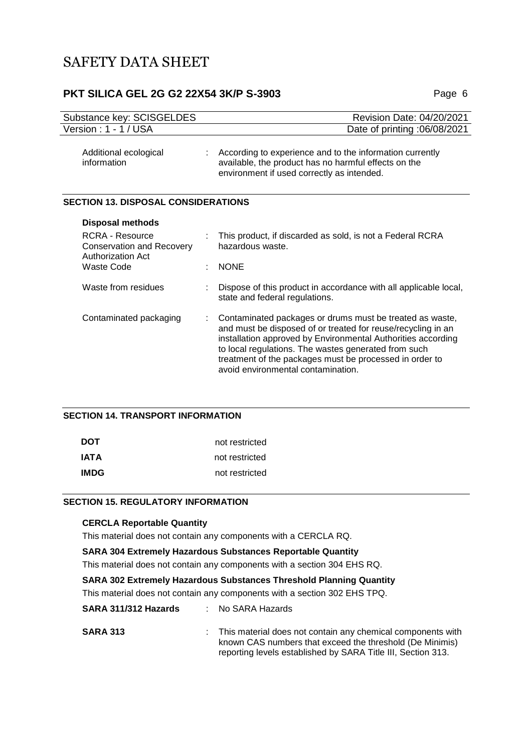| Additional ecological information | : | According to experience and to the information currently available, the product has no harmful effects on the environment if used correctly as intended. |
|---|---|---|

## SECTION 13. DISPOSAL CONSIDERATIONS

**Disposal methods**

| | | |
|---|---|---|
| RCRA - Resource Conservation and Recovery Authorization Act | : | This product, if discarded as sold, is not a Federal RCRA hazardous waste. |
| Waste Code | : | NONE |
| Waste from residues | : | Dispose of this product in accordance with all applicable local, state and federal regulations. |
| Contaminated packaging | : | Contaminated packages or drums must be treated as waste, and must be disposed of or treated for reuse/recycling in an installation approved by Environmental Authorities according to local regulations. The wastes generated from such treatment of the packages must be processed in order to avoid environmental contamination. |

## SECTION 14. TRANSPORT INFORMATION

| | |
|---|---|
| **DOT** | not restricted |
| **IATA** | not restricted |
| **IMDG** | not restricted |

## SECTION 15. REGULATORY INFORMATION

**CERCLA Reportable Quantity**

This material does not contain any components with a CERCLA RQ.

**SARA 304 Extremely Hazardous Substances Reportable Quantity**

This material does not contain any components with a section 304 EHS RQ.

**SARA 302 Extremely Hazardous Substances Threshold Planning Quantity**

This material does not contain any components with a section 302 EHS TPQ.

| | | |
|---|---|---|
| **SARA 311/312 Hazards** | : | No SARA Hazards |
| **SARA 313** | : | This material does not contain any chemical components with known CAS numbers that exceed the threshold (De Minimis) reporting levels established by SARA Title III, Section 313. |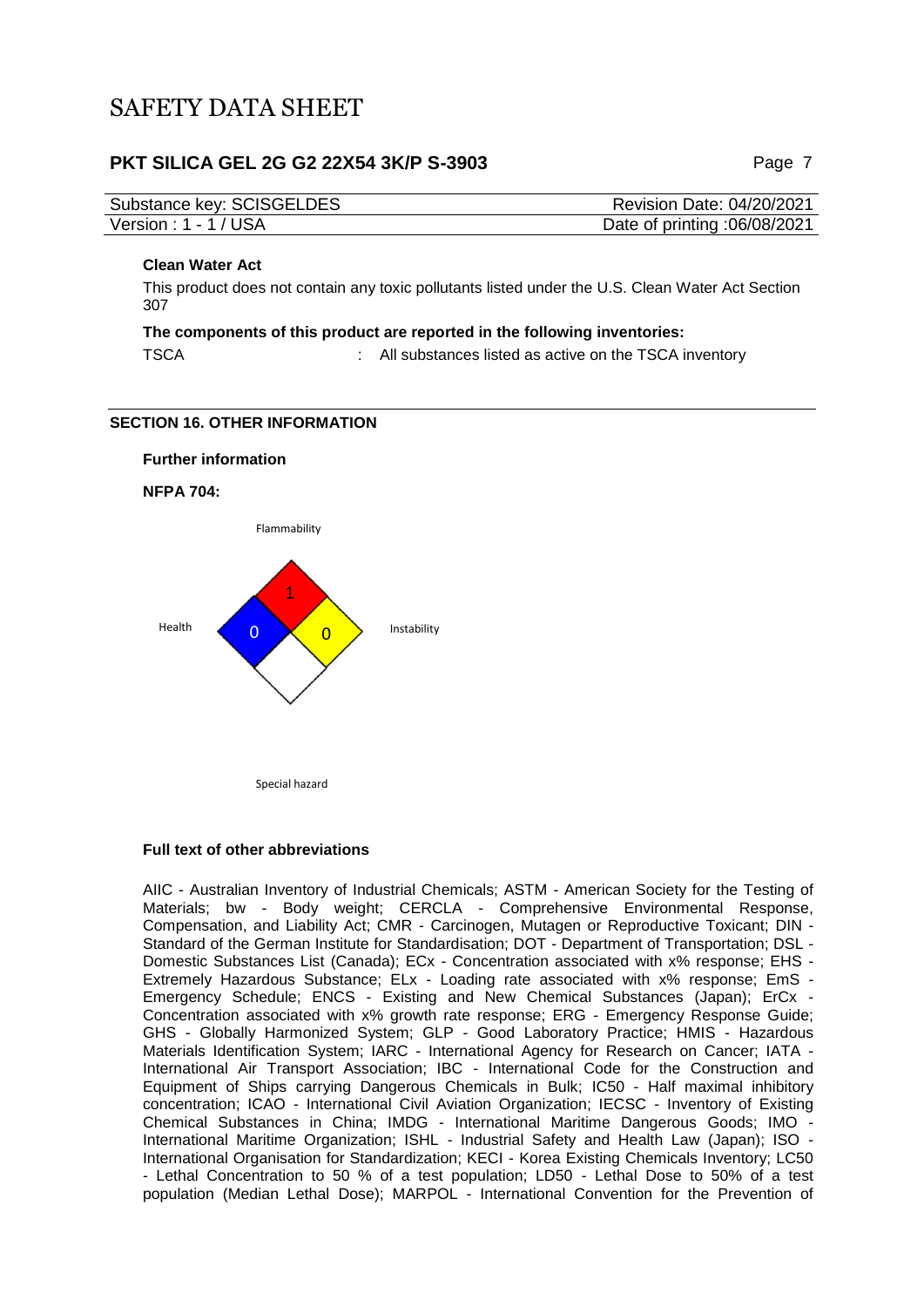**Clean Water Act**

This product does not contain any toxic pollutants listed under the U.S. Clean Water Act Section 307

**The components of this product are reported in the following inventories:**

TSCA : All substances listed as active on the TSCA inventory

### SECTION 16. OTHER INFORMATION

**Further information**

**NFPA 704:**

Flammability: 1
Health: 0
Instability: 0
Special hazard:

**Full text of other abbreviations**

AIIC - Australian Inventory of Industrial Chemicals; ASTM - American Society for the Testing of Materials; bw - Body weight; CERCLA - Comprehensive Environmental Response, Compensation, and Liability Act; CMR - Carcinogen, Mutagen or Reproductive Toxicant; DIN - Standard of the German Institute for Standardisation; DOT - Department of Transportation; DSL - Domestic Substances List (Canada); ECx - Concentration associated with x% response; EHS - Extremely Hazardous Substance; ELx - Loading rate associated with x% response; EmS - Emergency Schedule; ENCS - Existing and New Chemical Substances (Japan); ErCx - Concentration associated with x% growth rate response; ERG - Emergency Response Guide; GHS - Globally Harmonized System; GLP - Good Laboratory Practice; HMIS - Hazardous Materials Identification System; IARC - International Agency for Research on Cancer; IATA - International Air Transport Association; IBC - International Code for the Construction and Equipment of Ships carrying Dangerous Chemicals in Bulk; IC50 - Half maximal inhibitory concentration; ICAO - International Civil Aviation Organization; IECSC - Inventory of Existing Chemical Substances in China; IMDG - International Maritime Dangerous Goods; IMO - International Maritime Organization; ISHL - Industrial Safety and Health Law (Japan); ISO - International Organisation for Standardization; KECI - Korea Existing Chemicals Inventory; LC50 - Lethal Concentration to 50 % of a test population; LD50 - Lethal Dose to 50% of a test population (Median Lethal Dose); MARPOL - International Convention for the Prevention of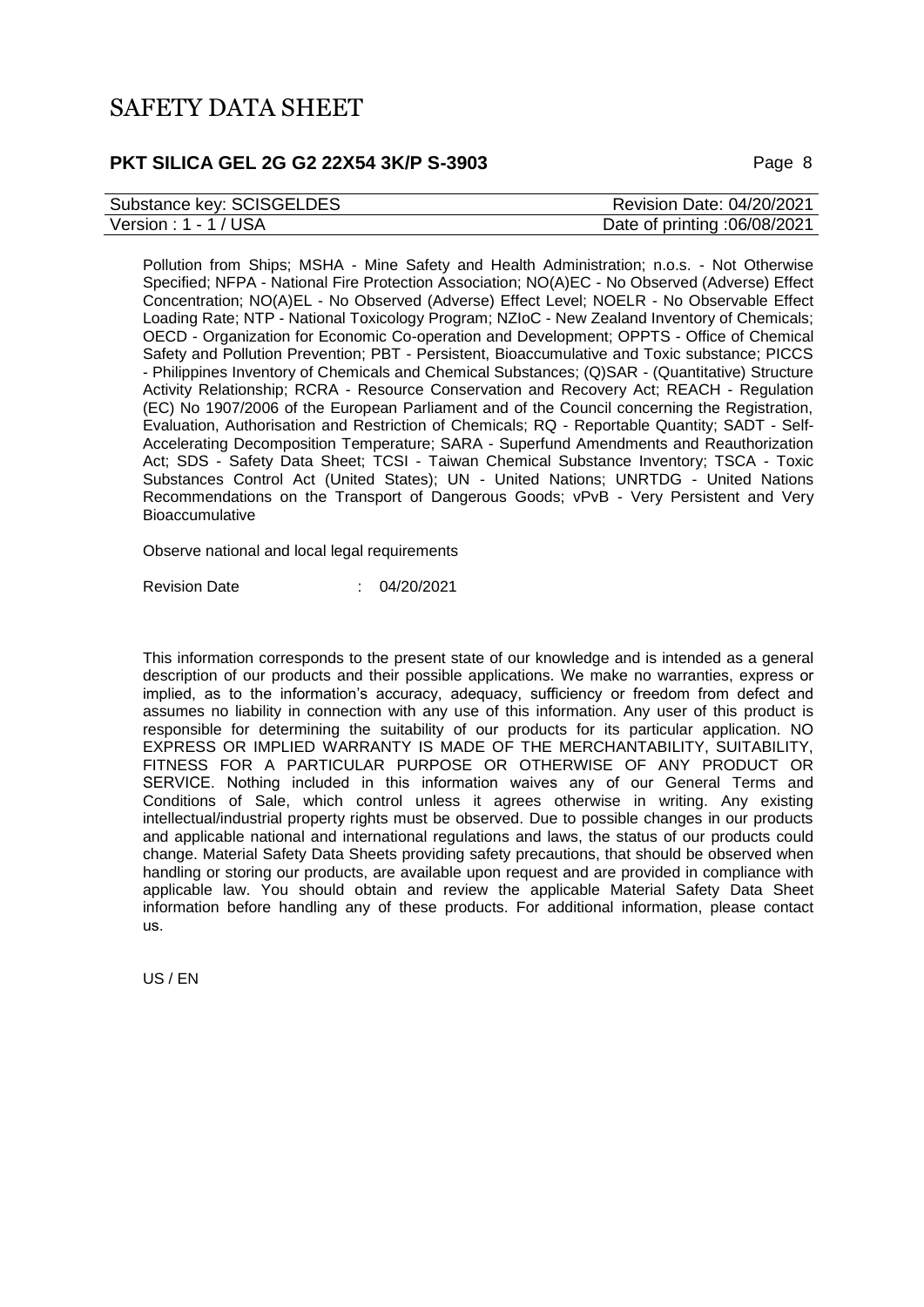Pollution from Ships; MSHA - Mine Safety and Health Administration; n.o.s. - Not Otherwise Specified; NFPA - National Fire Protection Association; NO(A)EC - No Observed (Adverse) Effect Concentration; NO(A)EL - No Observed (Adverse) Effect Level; NOELR - No Observable Effect Loading Rate; NTP - National Toxicology Program; NZIoC - New Zealand Inventory of Chemicals; OECD - Organization for Economic Co-operation and Development; OPPTS - Office of Chemical Safety and Pollution Prevention; PBT - Persistent, Bioaccumulative and Toxic substance; PICCS - Philippines Inventory of Chemicals and Chemical Substances; (Q)SAR - (Quantitative) Structure Activity Relationship; RCRA - Resource Conservation and Recovery Act; REACH - Regulation (EC) No 1907/2006 of the European Parliament and of the Council concerning the Registration, Evaluation, Authorisation and Restriction of Chemicals; RQ - Reportable Quantity; SADT - Self-Accelerating Decomposition Temperature; SARA - Superfund Amendments and Reauthorization Act; SDS - Safety Data Sheet; TCSI - Taiwan Chemical Substance Inventory; TSCA - Toxic Substances Control Act (United States); UN - United Nations; UNRTDG - United Nations Recommendations on the Transport of Dangerous Goods; vPvB - Very Persistent and Very Bioaccumulative

Observe national and local legal requirements

Revision Date : 04/20/2021

This information corresponds to the present state of our knowledge and is intended as a general description of our products and their possible applications. We make no warranties, express or implied, as to the information's accuracy, adequacy, sufficiency or freedom from defect and assumes no liability in connection with any use of this information. Any user of this product is responsible for determining the suitability of our products for its particular application. NO EXPRESS OR IMPLIED WARRANTY IS MADE OF THE MERCHANTABILITY, SUITABILITY, FITNESS FOR A PARTICULAR PURPOSE OR OTHERWISE OF ANY PRODUCT OR SERVICE. Nothing included in this information waives any of our General Terms and Conditions of Sale, which control unless it agrees otherwise in writing. Any existing intellectual/industrial property rights must be observed. Due to possible changes in our products and applicable national and international regulations and laws, the status of our products could change. Material Safety Data Sheets providing safety precautions, that should be observed when handling or storing our products, are available upon request and are provided in compliance with applicable law. You should obtain and review the applicable Material Safety Data Sheet information before handling any of these products. For additional information, please contact us.

US / EN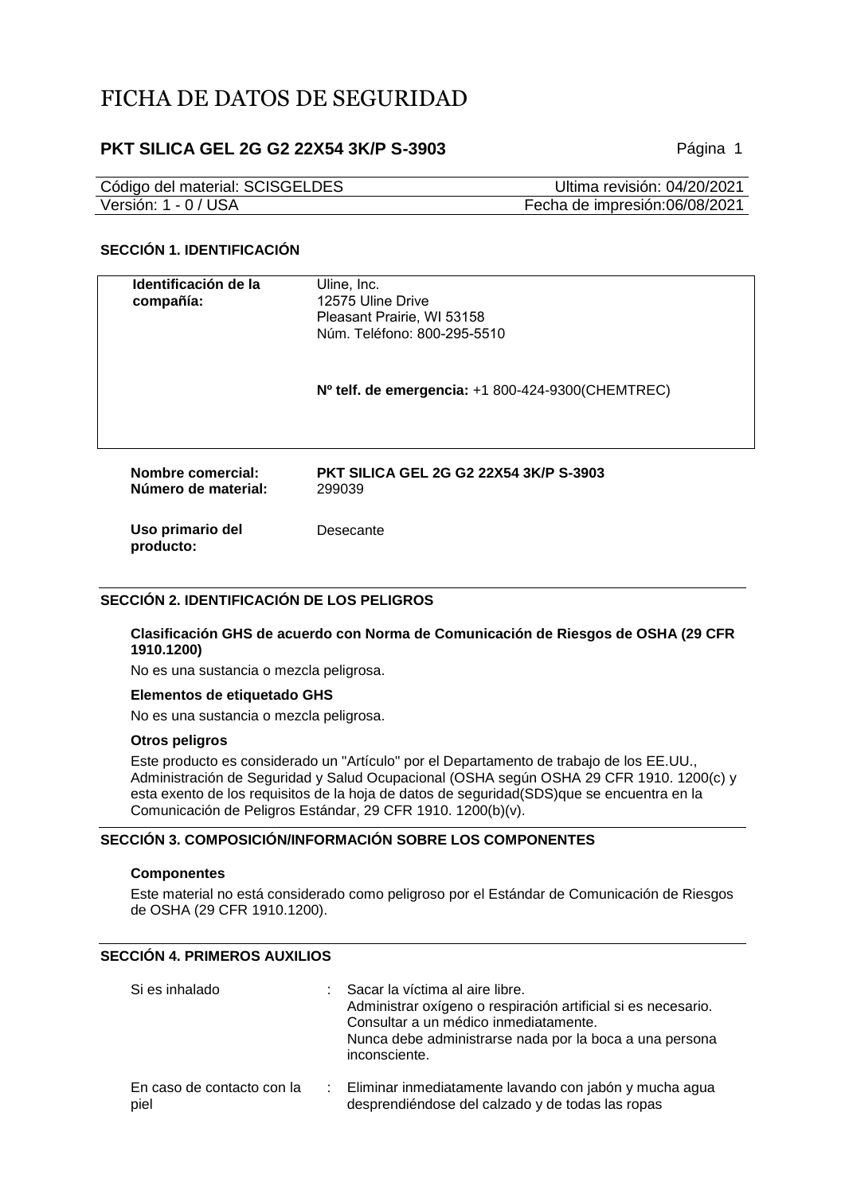# FICHA DE DATOS DE SEGURIDAD

## PKT SILICA GEL 2G G2 22X54 3K/P S-3903

| Código del material: SCISGELDES | Ultima revisión: 04/20/2021 |
|---|---|
| Versión: 1 - 0 / USA | Fecha de impresión:06/08/2021 |

### SECCIÓN 1. IDENTIFICACIÓN

**Identificación de la compañía:**
Uline, Inc.
12575 Uline Drive
Pleasant Prairie, WI 53158
Núm. Teléfono: 800-295-5510

**Nº telf. de emergencia:** +1 800-424-9300(CHEMTREC)

**Nombre comercial:** **PKT SILICA GEL 2G G2 22X54 3K/P S-3903**
**Número de material:** 299039

**Uso primario del producto:** Desecante

### SECCIÓN 2. IDENTIFICACIÓN DE LOS PELIGROS

**Clasificación GHS de acuerdo con Norma de Comunicación de Riesgos de OSHA (29 CFR 1910.1200)**

No es una sustancia o mezcla peligrosa.

**Elementos de etiquetado GHS**

No es una sustancia o mezcla peligrosa.

**Otros peligros**

Este producto es considerado un "Artículo" por el Departamento de trabajo de los EE.UU., Administración de Seguridad y Salud Ocupacional (OSHA según OSHA 29 CFR 1910. 1200(c) y esta exento de los requisitos de la hoja de datos de seguridad(SDS)que se encuentra en la Comunicación de Peligros Estándar, 29 CFR 1910. 1200(b)(v).

### SECCIÓN 3. COMPOSICIÓN/INFORMACIÓN SOBRE LOS COMPONENTES

**Componentes**

Este material no está considerado como peligroso por el Estándar de Comunicación de Riesgos de OSHA (29 CFR 1910.1200).

### SECCIÓN 4. PRIMEROS AUXILIOS

| | |
|---|---|
| Si es inhalado | : Sacar la víctima al aire libre.<br>Administrar oxígeno o respiración artificial si es necesario.<br>Consultar a un médico inmediatamente.<br>Nunca debe administrarse nada por la boca a una persona inconsciente. |
| En caso de contacto con la piel | : Eliminar inmediatamente lavando con jabón y mucha agua desprendiéndose del calzado y de todas las ropas |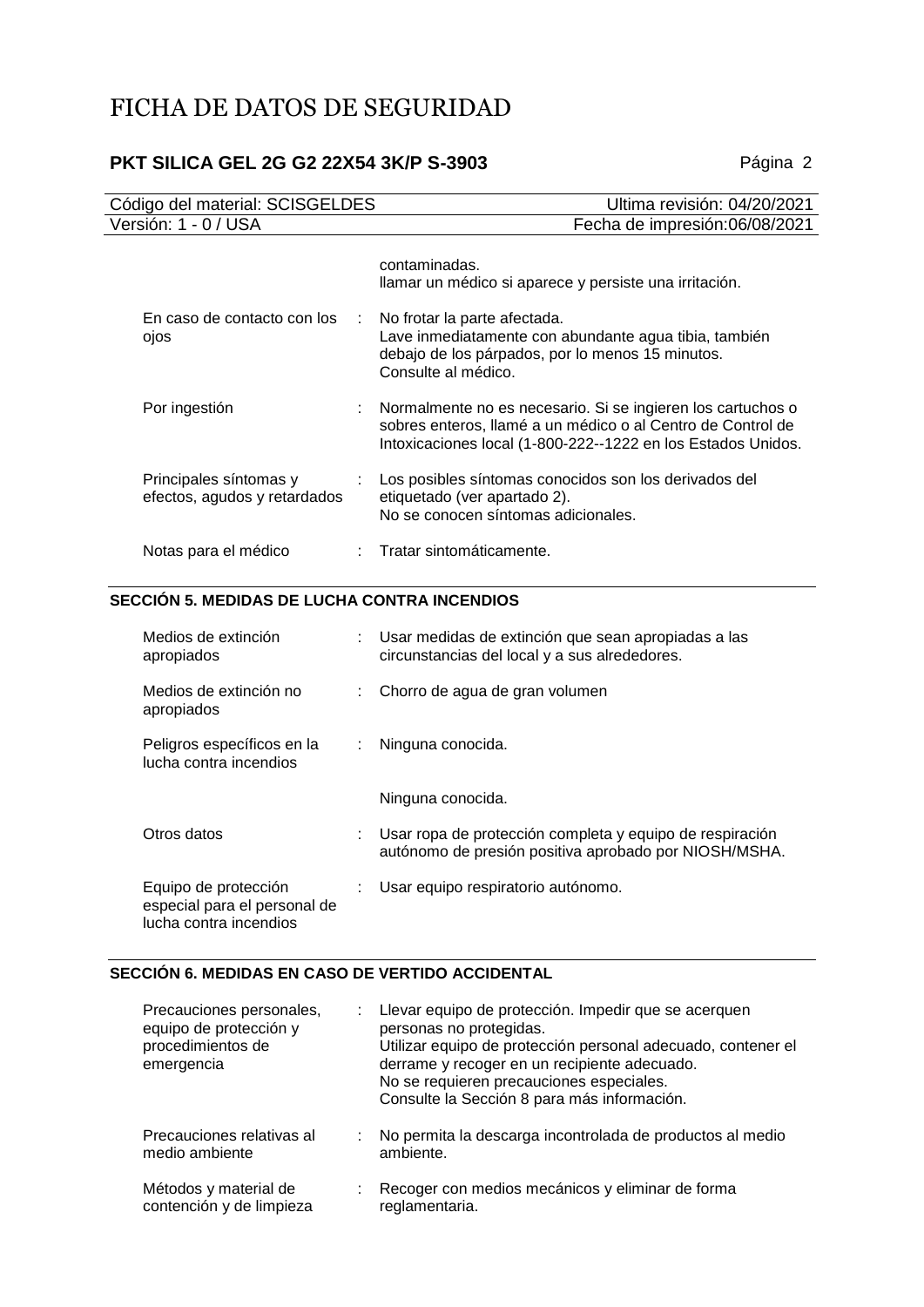| | | |
|---|---|---|
| | | contaminadas.<br>llamar un médico si aparece y persiste una irritación. |
| En caso de contacto con los ojos | : | No frotar la parte afectada.<br>Lave inmediatamente con abundante agua tibia, también debajo de los párpados, por lo menos 15 minutos.<br>Consulte al médico. |
| Por ingestión | : | Normalmente no es necesario. Si se ingieren los cartuchos o sobres enteros, llamé a un médico o al Centro de Control de Intoxicaciones local (1-800-222--1222 en los Estados Unidos. |
| Principales síntomas y efectos, agudos y retardados | : | Los posibles síntomas conocidos son los derivados del etiquetado (ver apartado 2).<br>No se conocen síntomas adicionales. |
| Notas para el médico | : | Tratar sintomáticamente. |

## SECCIÓN 5. MEDIDAS DE LUCHA CONTRA INCENDIOS

| | | |
|---|---|---|
| Medios de extinción apropiados | : | Usar medidas de extinción que sean apropiadas a las circunstancias del local y a sus alrededores. |
| Medios de extinción no apropiados | : | Chorro de agua de gran volumen |
| Peligros específicos en la lucha contra incendios | : | Ninguna conocida. |
| | | Ninguna conocida. |
| Otros datos | : | Usar ropa de protección completa y equipo de respiración autónomo de presión positiva aprobado por NIOSH/MSHA. |
| Equipo de protección especial para el personal de lucha contra incendios | : | Usar equipo respiratorio autónomo. |

## SECCIÓN 6. MEDIDAS EN CASO DE VERTIDO ACCIDENTAL

| | | |
|---|---|---|
| Precauciones personales, equipo de protección y procedimientos de emergencia | : | Llevar equipo de protección. Impedir que se acerquen personas no protegidas.<br>Utilizar equipo de protección personal adecuado, contener el derrame y recoger en un recipiente adecuado.<br>No se requieren precauciones especiales.<br>Consulte la Sección 8 para más información. |
| Precauciones relativas al medio ambiente | : | No permita la descarga incontrolada de productos al medio ambiente. |
| Métodos y material de contención y de limpieza | : | Recoger con medios mecánicos y eliminar de forma reglamentaria. |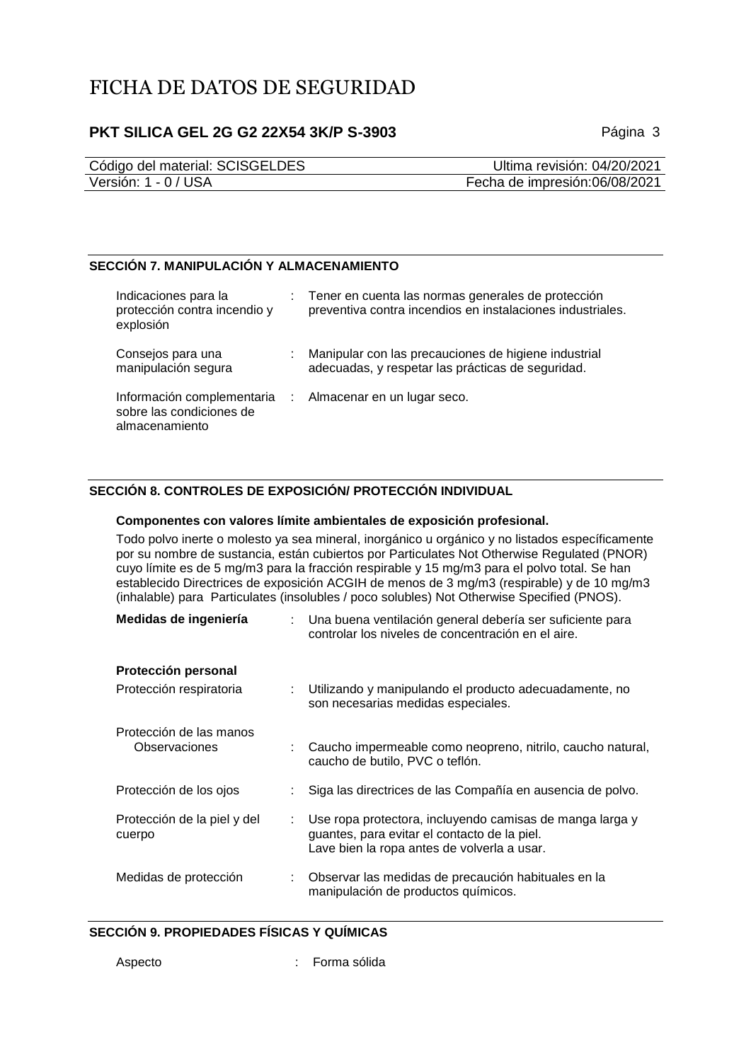## SECCIÓN 7. MANIPULACIÓN Y ALMACENAMIENTO

| | |
|---|---|
| Indicaciones para la protección contra incendio y explosión | : Tener en cuenta las normas generales de protección preventiva contra incendios en instalaciones industriales. |
| Consejos para una manipulación segura | : Manipular con las precauciones de higiene industrial adecuadas, y respetar las prácticas de seguridad. |
| Información complementaria sobre las condiciones de almacenamiento | : Almacenar en un lugar seco. |

## SECCIÓN 8. CONTROLES DE EXPOSICIÓN/ PROTECCIÓN INDIVIDUAL

**Componentes con valores límite ambientales de exposición profesional.**

Todo polvo inerte o molesto ya sea mineral, inorgánico u orgánico y no listados específicamente por su nombre de sustancia, están cubiertos por Particulates Not Otherwise Regulated (PNOR) cuyo límite es de 5 mg/m3 para la fracción respirable y 15 mg/m3 para el polvo total. Se han establecido Directrices de exposición ACGIH de menos de 3 mg/m3 (respirable) y de 10 mg/m3 (inhalable) para Particulates (insolubles / poco solubles) Not Otherwise Specified (PNOS).

| | |
|---|---|
| **Medidas de ingeniería** | : Una buena ventilación general debería ser suficiente para controlar los niveles de concentración en el aire. |

**Protección personal**

| | |
|---|---|
| Protección respiratoria | : Utilizando y manipulando el producto adecuadamente, no son necesarias medidas especiales. |
| Protección de las manos | |
| Observaciones | : Caucho impermeable como neopreno, nitrilo, caucho natural, caucho de butilo, PVC o teflón. |
| Protección de los ojos | : Siga las directrices de las Compañía en ausencia de polvo. |
| Protección de la piel y del cuerpo | : Use ropa protectora, incluyendo camisas de manga larga y guantes, para evitar el contacto de la piel. Lave bien la ropa antes de volverla a usar. |
| Medidas de protección | : Observar las medidas de precaución habituales en la manipulación de productos químicos. |

## SECCIÓN 9. PROPIEDADES FÍSICAS Y QUÍMICAS

| | |
|---|---|
| Aspecto | : Forma sólida |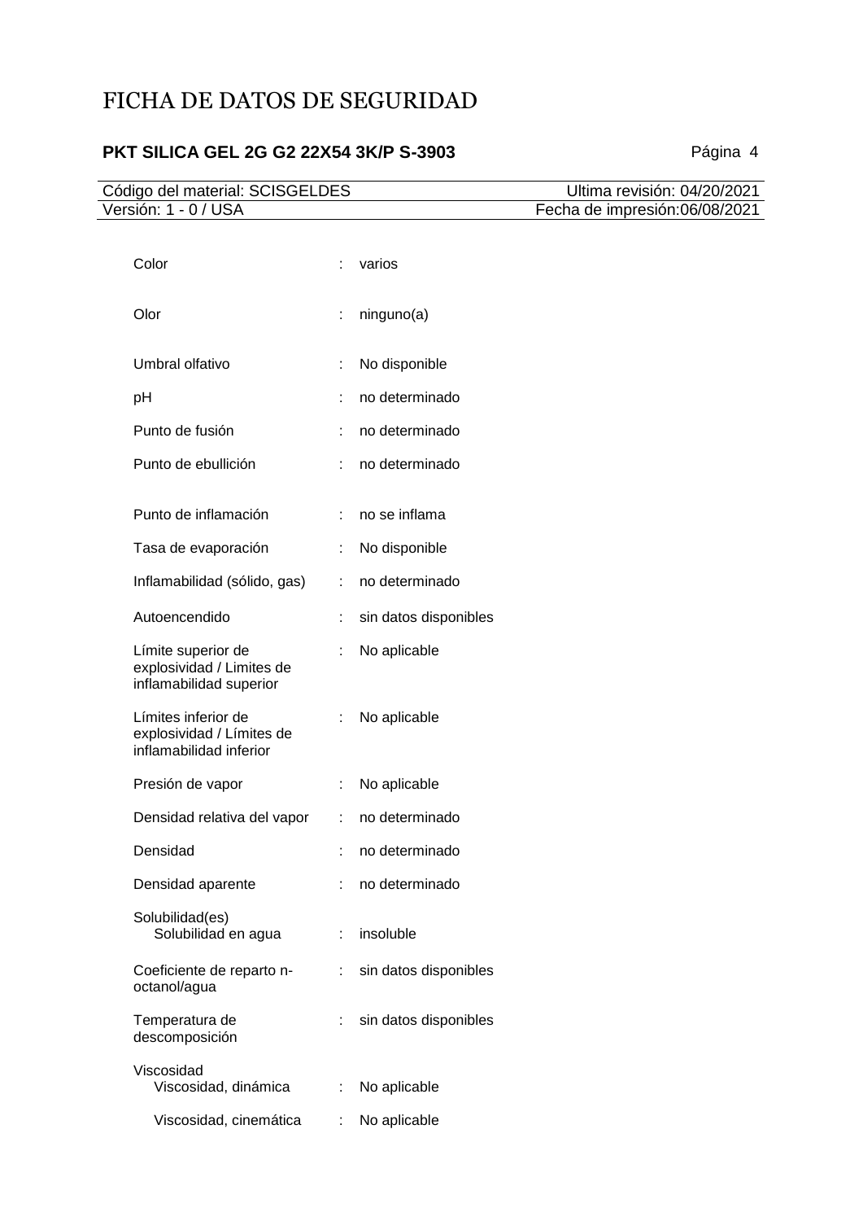| Propiedad | | Valor |
|---|---|---|
| Color | : | varios |
| Olor | : | ninguno(a) |
| Umbral olfativo | : | No disponible |
| pH | : | no determinado |
| Punto de fusión | : | no determinado |
| Punto de ebullición | : | no determinado |
| Punto de inflamación | : | no se inflama |
| Tasa de evaporación | : | No disponible |
| Inflamabilidad (sólido, gas) | : | no determinado |
| Autoencendido | : | sin datos disponibles |
| Límite superior de explosividad / Limites de inflamabilidad superior | : | No aplicable |
| Límites inferior de explosividad / Límites de inflamabilidad inferior | : | No aplicable |
| Presión de vapor | : | No aplicable |
| Densidad relativa del vapor | : | no determinado |
| Densidad | : | no determinado |
| Densidad aparente | : | no determinado |
| Solubilidad(es) | | |
| Solubilidad en agua | : | insoluble |
| Coeficiente de reparto n-octanol/agua | : | sin datos disponibles |
| Temperatura de descomposición | : | sin datos disponibles |
| Viscosidad | | |
| Viscosidad, dinámica | : | No aplicable |
| Viscosidad, cinemática | : | No aplicable |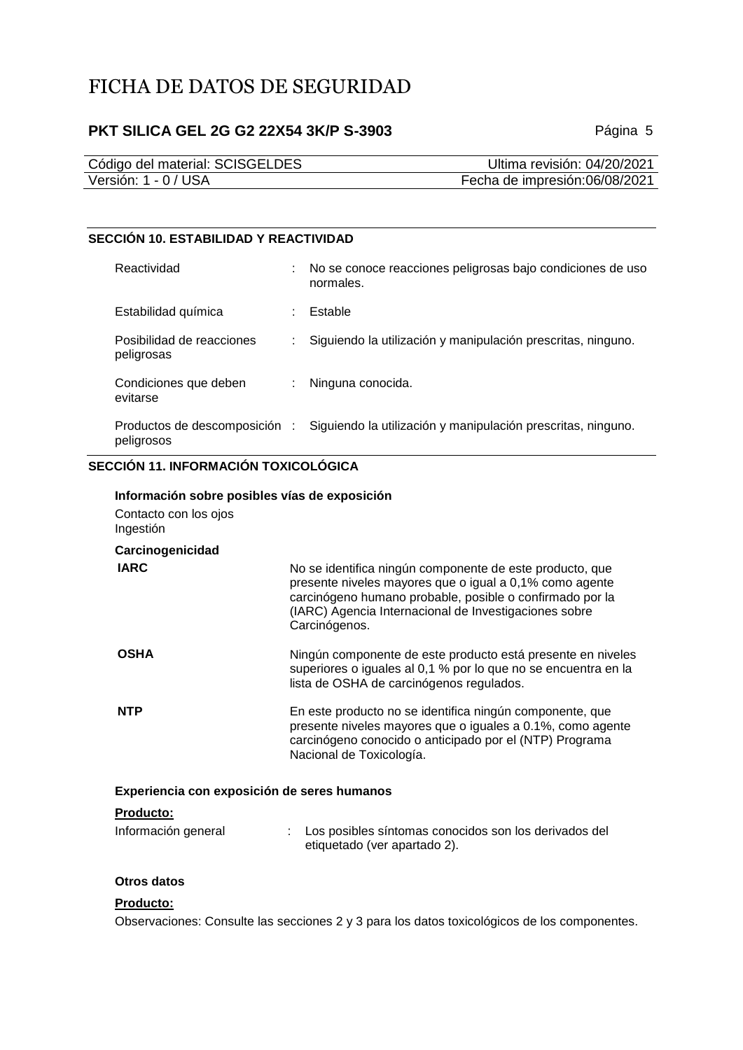## SECCIÓN 10. ESTABILIDAD Y REACTIVIDAD

| | |
|---|---|
| Reactividad | : No se conoce reacciones peligrosas bajo condiciones de uso normales. |
| Estabilidad química | : Estable |
| Posibilidad de reacciones peligrosas | : Siguiendo la utilización y manipulación prescritas, ninguno. |
| Condiciones que deben evitarse | : Ninguna conocida. |
| Productos de descomposición peligrosos | : Siguiendo la utilización y manipulación prescritas, ninguno. |

## SECCIÓN 11. INFORMACIÓN TOXICOLÓGICA

**Información sobre posibles vías de exposición**

Contacto con los ojos
Ingestión

**Carcinogenicidad**

| | |
|---|---|
| **IARC** | No se identifica ningún componente de este producto, que presente niveles mayores que o igual a 0,1% como agente carcinógeno humano probable, posible o confirmado por la (IARC) Agencia Internacional de Investigaciones sobre Carcinógenos. |
| **OSHA** | Ningún componente de este producto está presente en niveles superiores o iguales al 0,1 % por lo que no se encuentra en la lista de OSHA de carcinógenos regulados. |
| **NTP** | En este producto no se identifica ningún componente, que presente niveles mayores que o iguales a 0.1%, como agente carcinógeno conocido o anticipado por el (NTP) Programa Nacional de Toxicología. |

**Experiencia con exposición de seres humanos**

**Producto:**

Información general : Los posibles síntomas conocidos son los derivados del etiquetado (ver apartado 2).

**Otros datos**

**Producto:**

Observaciones: Consulte las secciones 2 y 3 para los datos toxicológicos de los componentes.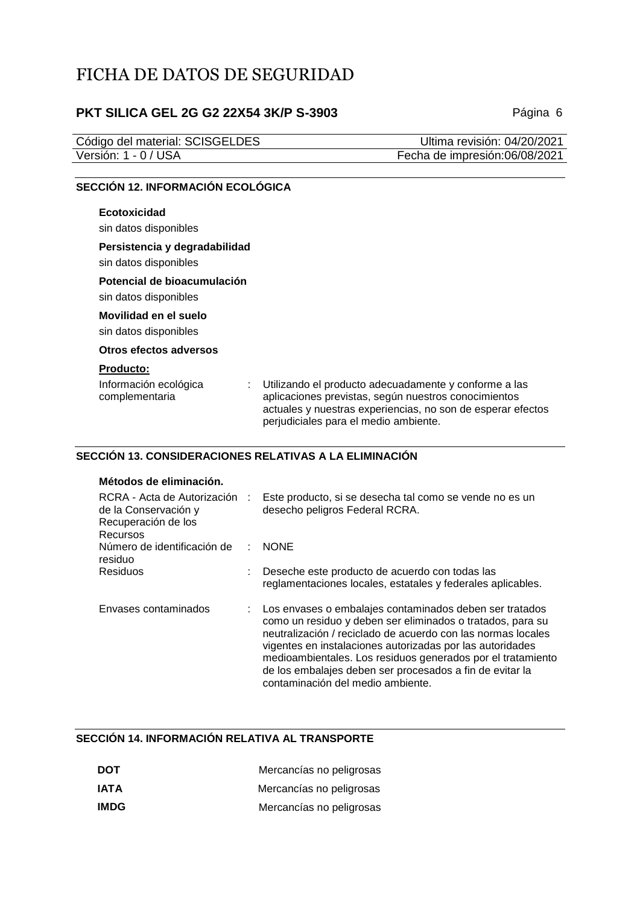## SECCIÓN 12. INFORMACIÓN ECOLÓGICA

### Ecotoxicidad

sin datos disponibles

### Persistencia y degradabilidad

sin datos disponibles

### Potencial de bioacumulación

sin datos disponibles

### Movilidad en el suelo

sin datos disponibles

### Otros efectos adversos

**Producto:**

Información ecológica complementaria : Utilizando el producto adecuadamente y conforme a las aplicaciones previstas, según nuestros conocimientos actuales y nuestras experiencias, no son de esperar efectos perjudiciales para el medio ambiente.

## SECCIÓN 13. CONSIDERACIONES RELATIVAS A LA ELIMINACIÓN

### Métodos de eliminación.

RCRA - Acta de Autorización de la Conservación y Recuperación de los Recursos : Este producto, si se desecha tal como se vende no es un desecho peligros Federal RCRA.

Número de identificación de residuo : NONE

Residuos : Deseche este producto de acuerdo con todas las reglamentaciones locales, estatales y federales aplicables.

Envases contaminados : Los envases o embalajes contaminados deben ser tratados como un residuo y deben ser eliminados o tratados, para su neutralización / reciclado de acuerdo con las normas locales vigentes en instalaciones autorizadas por las autoridades medioambientales. Los residuos generados por el tratamiento de los embalajes deben ser procesados a fin de evitar la contaminación del medio ambiente.

## SECCIÓN 14. INFORMACIÓN RELATIVA AL TRANSPORTE

**DOT** Mercancías no peligrosas

**IATA** Mercancías no peligrosas

**IMDG** Mercancías no peligrosas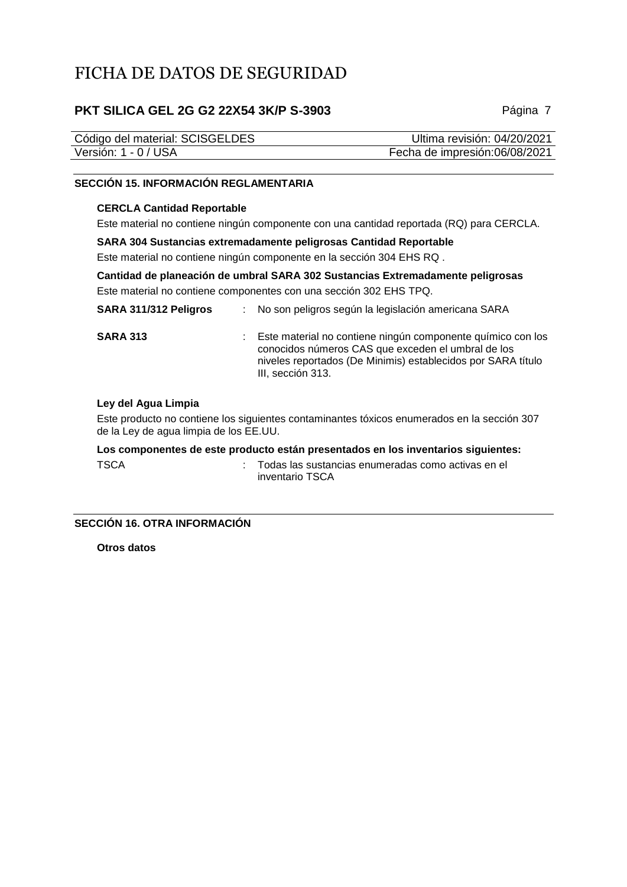## SECCIÓN 15. INFORMACIÓN REGLAMENTARIA

**CERCLA Cantidad Reportable**

Este material no contiene ningún componente con una cantidad reportada (RQ) para CERCLA.

**SARA 304 Sustancias extremadamente peligrosas Cantidad Reportable**

Este material no contiene ningún componente en la sección 304 EHS RQ .

**Cantidad de planeación de umbral SARA 302 Sustancias Extremadamente peligrosas**

Este material no contiene componentes con una sección 302 EHS TPQ.

**SARA 311/312 Peligros** : No son peligros según la legislación americana SARA

**SARA 313** : Este material no contiene ningún componente químico con los conocidos números CAS que exceden el umbral de los niveles reportados (De Minimis) establecidos por SARA título III, sección 313.

**Ley del Agua Limpia**

Este producto no contiene los siguientes contaminantes tóxicos enumerados en la sección 307 de la Ley de agua limpia de los EE.UU.

**Los componentes de este producto están presentados en los inventarios siguientes:**

TSCA : Todas las sustancias enumeradas como activas en el inventario TSCA

## SECCIÓN 16. OTRA INFORMACIÓN

**Otros datos**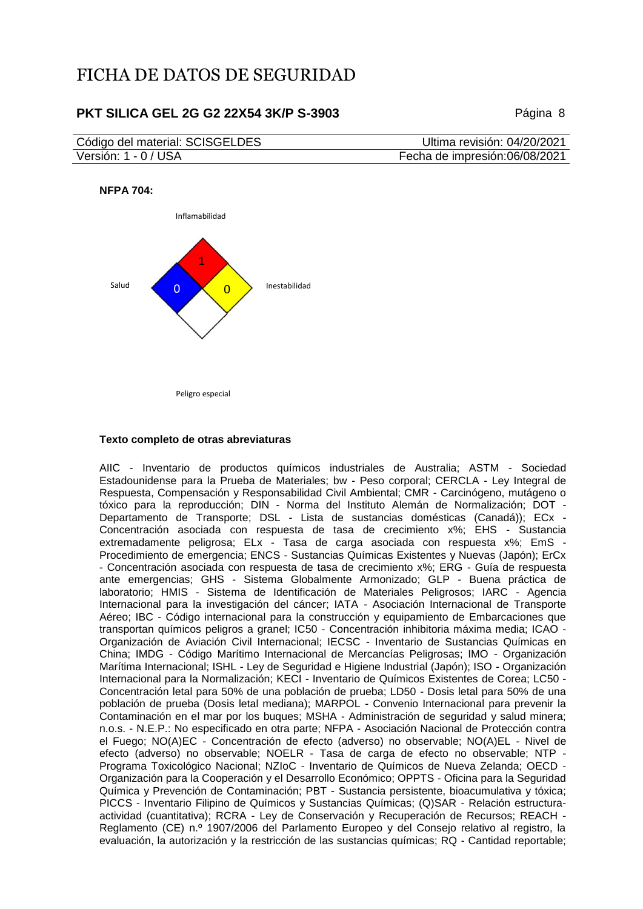**NFPA 704:**

Inflamabilidad: 1

Salud: 0

Inestabilidad: 0

Peligro especial

**Texto completo de otras abreviaturas**

AIIC - Inventario de productos químicos industriales de Australia; ASTM - Sociedad Estadounidense para la Prueba de Materiales; bw - Peso corporal; CERCLA - Ley Integral de Respuesta, Compensación y Responsabilidad Civil Ambiental; CMR - Carcinógeno, mutágeno o tóxico para la reproducción; DIN - Norma del Instituto Alemán de Normalización; DOT - Departamento de Transporte; DSL - Lista de sustancias domésticas (Canadá)); ECx - Concentración asociada con respuesta de tasa de crecimiento x%; EHS - Sustancia extremadamente peligrosa; ELx - Tasa de carga asociada con respuesta x%; EmS - Procedimiento de emergencia; ENCS - Sustancias Químicas Existentes y Nuevas (Japón); ErCx - Concentración asociada con respuesta de tasa de crecimiento x%; ERG - Guía de respuesta ante emergencias; GHS - Sistema Globalmente Armonizado; GLP - Buena práctica de laboratorio; HMIS - Sistema de Identificación de Materiales Peligrosos; IARC - Agencia Internacional para la investigación del cáncer; IATA - Asociación Internacional de Transporte Aéreo; IBC - Código internacional para la construcción y equipamiento de Embarcaciones que transportan químicos peligros a granel; IC50 - Concentración inhibitoria máxima media; ICAO - Organización de Aviación Civil Internacional; IECSC - Inventario de Sustancias Químicas en China; IMDG - Código Marítimo Internacional de Mercancías Peligrosas; IMO - Organización Marítima Internacional; ISHL - Ley de Seguridad e Higiene Industrial (Japón); ISO - Organización Internacional para la Normalización; KECI - Inventario de Químicos Existentes de Corea; LC50 - Concentración letal para 50% de una población de prueba; LD50 - Dosis letal para 50% de una población de prueba (Dosis letal mediana); MARPOL - Convenio Internacional para prevenir la Contaminación en el mar por los buques; MSHA - Administración de seguridad y salud minera; n.o.s. - N.E.P.: No especificado en otra parte; NFPA - Asociación Nacional de Protección contra el Fuego; NO(A)EC - Concentración de efecto (adverso) no observable; NO(A)EL - Nivel de efecto (adverso) no observable; NOELR - Tasa de carga de efecto no observable; NTP - Programa Toxicológico Nacional; NZIoC - Inventario de Químicos de Nueva Zelanda; OECD - Organización para la Cooperación y el Desarrollo Económico; OPPTS - Oficina para la Seguridad Química y Prevención de Contaminación; PBT - Sustancia persistente, bioacumulativa y tóxica; PICCS - Inventario Filipino de Químicos y Sustancias Químicas; (Q)SAR - Relación estructura-actividad (cuantitativa); RCRA - Ley de Conservación y Recuperación de Recursos; REACH - Reglamento (CE) n.º 1907/2006 del Parlamento Europeo y del Consejo relativo al registro, la evaluación, la autorización y la restricción de las sustancias químicas; RQ - Cantidad reportable;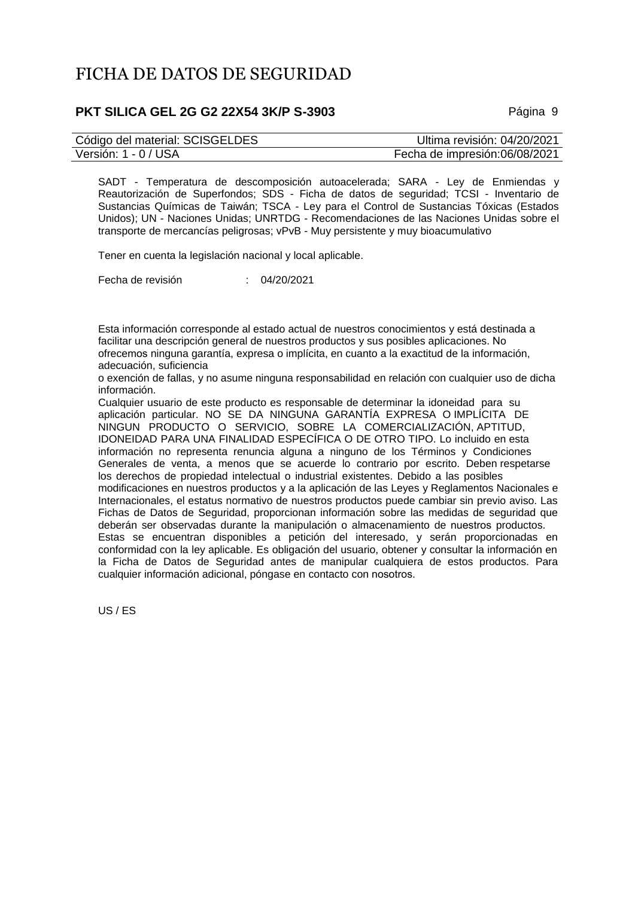SADT - Temperatura de descomposición autoacelerada; SARA - Ley de Enmiendas y Reautorización de Superfondos; SDS - Ficha de datos de seguridad; TCSI - Inventario de Sustancias Químicas de Taiwán; TSCA - Ley para el Control de Sustancias Tóxicas (Estados Unidos); UN - Naciones Unidas; UNRTDG - Recomendaciones de las Naciones Unidas sobre el transporte de mercancías peligrosas; vPvB - Muy persistente y muy bioacumulativo

Tener en cuenta la legislación nacional y local aplicable.

Fecha de revisión : 04/20/2021

Esta información corresponde al estado actual de nuestros conocimientos y está destinada a facilitar una descripción general de nuestros productos y sus posibles aplicaciones. No ofrecemos ninguna garantía, expresa o implícita, en cuanto a la exactitud de la información, adecuación, suficiencia
o exención de fallas, y no asume ninguna responsabilidad en relación con cualquier uso de dicha información.
Cualquier usuario de este producto es responsable de determinar la idoneidad para su aplicación particular. NO SE DA NINGUNA GARANTÍA EXPRESA O IMPLÍCITA DE NINGUN PRODUCTO O SERVICIO, SOBRE LA COMERCIALIZACIÓN, APTITUD, IDONEIDAD PARA UNA FINALIDAD ESPECÍFICA O DE OTRO TIPO. Lo incluido en esta información no representa renuncia alguna a ninguno de los Términos y Condiciones Generales de venta, a menos que se acuerde lo contrario por escrito. Deben respetarse los derechos de propiedad intelectual o industrial existentes. Debido a las posibles modificaciones en nuestros productos y a la aplicación de las Leyes y Reglamentos Nacionales e Internacionales, el estatus normativo de nuestros productos puede cambiar sin previo aviso. Las Fichas de Datos de Seguridad, proporcionan información sobre las medidas de seguridad que deberán ser observadas durante la manipulación o almacenamiento de nuestros productos. Estas se encuentran disponibles a petición del interesado, y serán proporcionadas en conformidad con la ley aplicable. Es obligación del usuario, obtener y consultar la información en la Ficha de Datos de Seguridad antes de manipular cualquiera de estos productos. Para cualquier información adicional, póngase en contacto con nosotros.

US / ES